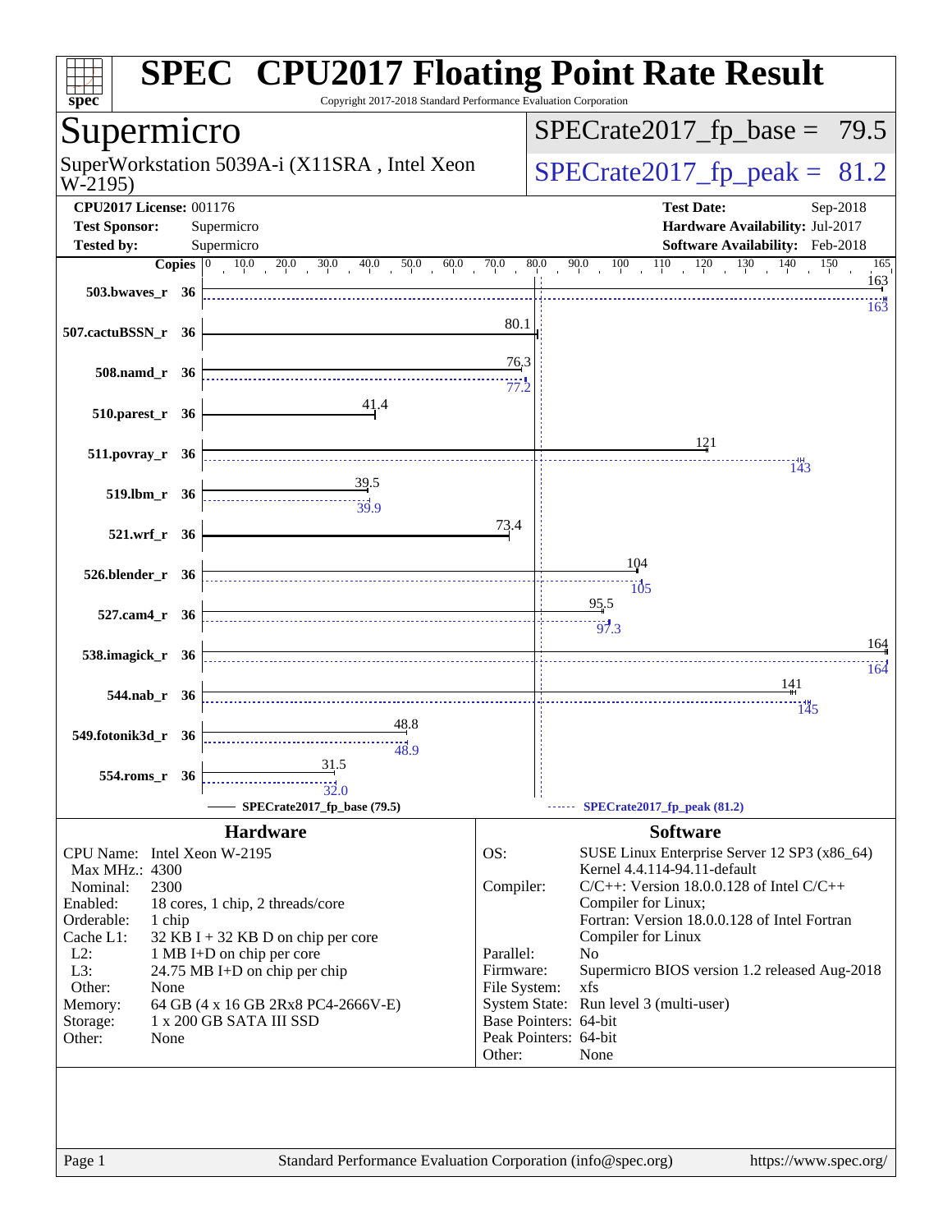# SPEC® CPU2017 Floating Point Rate Result

Copyright 2017-2018 Standard Performance Evaluation Corporation

## Supermicro

SuperWorkstation 5039A-i (X11SRA , Intel Xeon W-2195)

SPECrate2017_fp_base = 79.5

SPECrate2017_fp_peak = 81.2

**CPU2017 License:** 001176
**Test Sponsor:** Supermicro
**Tested by:** Supermicro

**Test Date:** Sep-2018
**Hardware Availability:** Jul-2017
**Software Availability:** Feb-2018

| Benchmark | Copies | Base | Peak |
|---|---|---|---|
| 503.bwaves_r | 36 | 163 | 163 |
| 507.cactuBSSN_r | 36 | 80.1 | |
| 508.namd_r | 36 | 76.3 | 77.2 |
| 510.parest_r | 36 | 41.4 | |
| 511.povray_r | 36 | 121 | 143 |
| 519.lbm_r | 36 | 39.5 | 39.9 |
| 521.wrf_r | 36 | 73.4 | |
| 526.blender_r | 36 | 104 | 105 |
| 527.cam4_r | 36 | 95.5 | 97.3 |
| 538.imagick_r | 36 | 164 | 164 |
| 544.nab_r | 36 | 141 | 145 |
| 549.fotonik3d_r | 36 | 48.8 | 48.9 |
| 554.roms_r | 36 | 31.5 | 32.0 |

SPECrate2017_fp_base (79.5) — SPECrate2017_fp_peak (81.2)

## Hardware

| | |
|---|---|
| CPU Name: | Intel Xeon W-2195 |
| Max MHz.: | 4300 |
| Nominal: | 2300 |
| Enabled: | 18 cores, 1 chip, 2 threads/core |
| Orderable: | 1 chip |
| Cache L1: | 32 KB I + 32 KB D on chip per core |
| L2: | 1 MB I+D on chip per core |
| L3: | 24.75 MB I+D on chip per chip |
| Other: | None |
| Memory: | 64 GB (4 x 16 GB 2Rx8 PC4-2666V-E) |
| Storage: | 1 x 200 GB SATA III SSD |
| Other: | None |

## Software

| | |
|---|---|
| OS: | SUSE Linux Enterprise Server 12 SP3 (x86_64) Kernel 4.4.114-94.11-default |
| Compiler: | C/C++: Version 18.0.0.128 of Intel C/C++ Compiler for Linux; Fortran: Version 18.0.0.128 of Intel Fortran Compiler for Linux |
| Parallel: | No |
| Firmware: | Supermicro BIOS version 1.2 released Aug-2018 |
| File System: | xfs |
| System State: | Run level 3 (multi-user) |
| Base Pointers: | 64-bit |
| Peak Pointers: | 64-bit |
| Other: | None |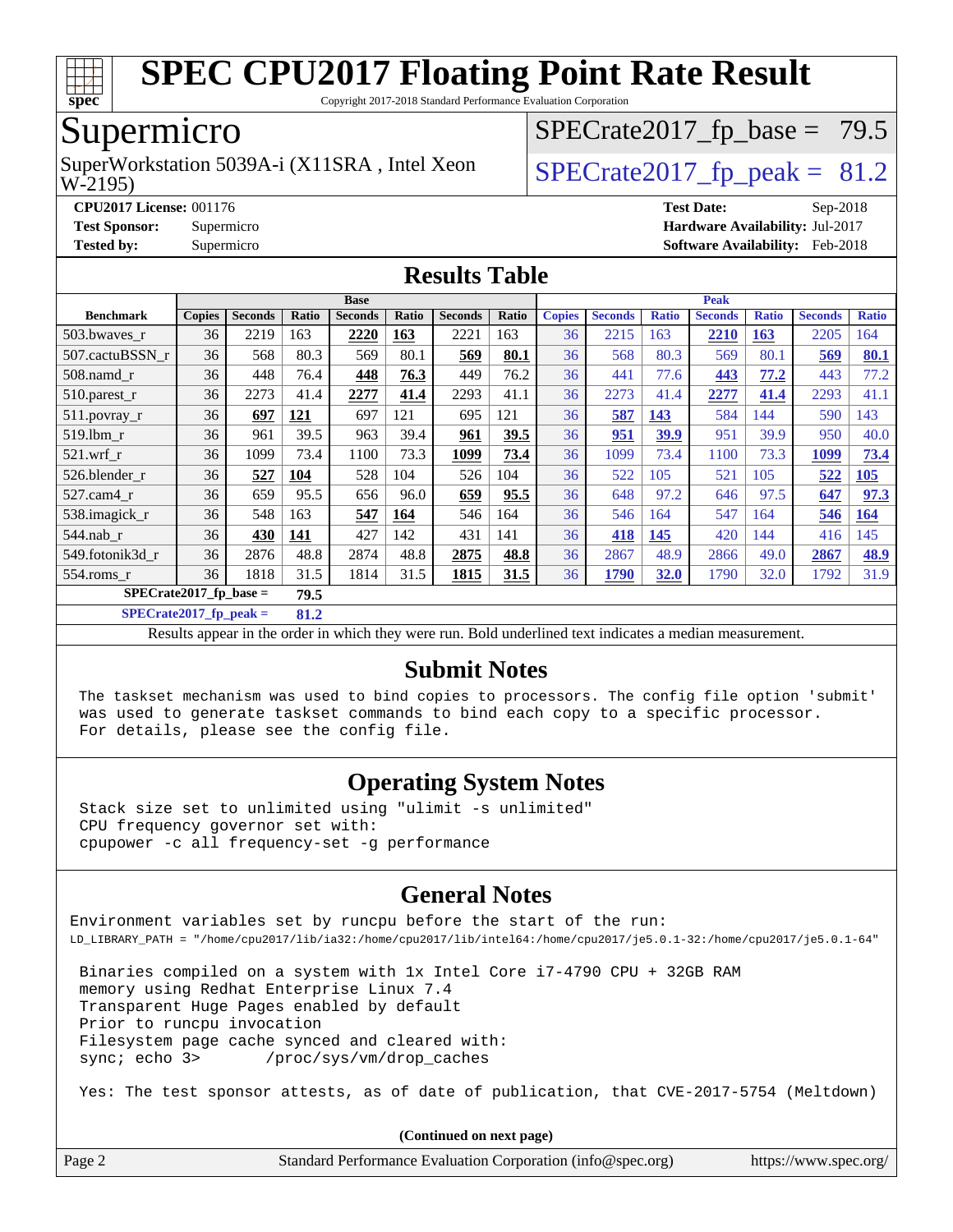# SPEC CPU2017 Floating Point Rate Result

Copyright 2017-2018 Standard Performance Evaluation Corporation

## Supermicro

SuperWorkstation 5039A-i (X11SRA , Intel Xeon W-2195)

SPECrate2017_fp_base = 79.5

SPECrate2017_fp_peak = 81.2

**CPU2017 License:** 001176
**Test Sponsor:** Supermicro
**Tested by:** Supermicro
**Test Date:** Sep-2018
**Hardware Availability:** Jul-2017
**Software Availability:** Feb-2018

## Results Table

| | Base | | | | | | | Peak | | | | | | |
|---|---|---|---|---|---|---|---|---|---|---|---|---|---|---|
| **Benchmark** | **Copies** | **Seconds** | **Ratio** | **Seconds** | **Ratio** | **Seconds** | **Ratio** | **Copies** | **Seconds** | **Ratio** | **Seconds** | **Ratio** | **Seconds** | **Ratio** |
| 503.bwaves_r | 36 | 2219 | 163 | **2220** | **163** | 2221 | 163 | 36 | 2215 | 163 | **2210** | **163** | 2205 | 164 |
| 507.cactuBSSN_r | 36 | 568 | 80.3 | 569 | 80.1 | **569** | **80.1** | 36 | 568 | 80.3 | 569 | 80.1 | **569** | **80.1** |
| 508.namd_r | 36 | 448 | 76.4 | **448** | **76.3** | 449 | 76.2 | 36 | 441 | 77.6 | **443** | **77.2** | 443 | 77.2 |
| 510.parest_r | 36 | 2273 | 41.4 | **2277** | **41.4** | 2293 | 41.1 | 36 | 2273 | 41.4 | **2277** | **41.4** | 2293 | 41.1 |
| 511.povray_r | 36 | **697** | **121** | 697 | 121 | 695 | 121 | 36 | **587** | **143** | 584 | 144 | 590 | 143 |
| 519.lbm_r | 36 | 961 | 39.5 | 963 | 39.4 | **961** | **39.5** | 36 | **951** | **39.9** | 951 | 39.9 | 950 | 40.0 |
| 521.wrf_r | 36 | 1099 | 73.4 | 1100 | 73.3 | **1099** | **73.4** | 36 | 1099 | 73.4 | 1100 | 73.3 | **1099** | **73.4** |
| 526.blender_r | 36 | **527** | **104** | 528 | 104 | 526 | 104 | 36 | 522 | 105 | 521 | 105 | **522** | **105** |
| 527.cam4_r | 36 | 659 | 95.5 | 656 | 96.0 | **659** | **95.5** | 36 | 648 | 97.2 | 646 | 97.5 | **647** | **97.3** |
| 538.imagick_r | 36 | 548 | 163 | **547** | **164** | 546 | 164 | 36 | 546 | 164 | 547 | 164 | **546** | **164** |
| 544.nab_r | 36 | **430** | **141** | 427 | 142 | 431 | 141 | 36 | **418** | **145** | 420 | 144 | 416 | 145 |
| 549.fotonik3d_r | 36 | 2876 | 48.8 | 2874 | 48.8 | **2875** | **48.8** | 36 | 2867 | 48.9 | 2866 | 49.0 | **2867** | **48.9** |
| 554.roms_r | 36 | 1818 | 31.5 | 1814 | 31.5 | **1815** | **31.5** | 36 | **1790** | **32.0** | 1790 | 32.0 | 1792 | 31.9 |

**SPECrate2017_fp_base = 79.5**

**SPECrate2017_fp_peak = 81.2**

Results appear in the order in which they were run. Bold underlined text indicates a median measurement.

## Submit Notes

```
The taskset mechanism was used to bind copies to processors. The config file option 'submit'
was used to generate taskset commands to bind each copy to a specific processor.
For details, please see the config file.
```

## Operating System Notes

```
Stack size set to unlimited using "ulimit -s unlimited"
CPU frequency governor set with:
cpupower -c all frequency-set -g performance
```

## General Notes

```
Environment variables set by runcpu before the start of the run:
LD_LIBRARY_PATH = "/home/cpu2017/lib/ia32:/home/cpu2017/lib/intel64:/home/cpu2017/je5.0.1-32:/home/cpu2017/je5.0.1-64"

 Binaries compiled on a system with 1x Intel Core i7-4790 CPU + 32GB RAM
 memory using Redhat Enterprise Linux 7.4
 Transparent Huge Pages enabled by default
 Prior to runcpu invocation
 Filesystem page cache synced and cleared with:
 sync; echo 3>       /proc/sys/vm/drop_caches

 Yes: The test sponsor attests, as of date of publication, that CVE-2017-5754 (Meltdown)
```

**(Continued on next page)**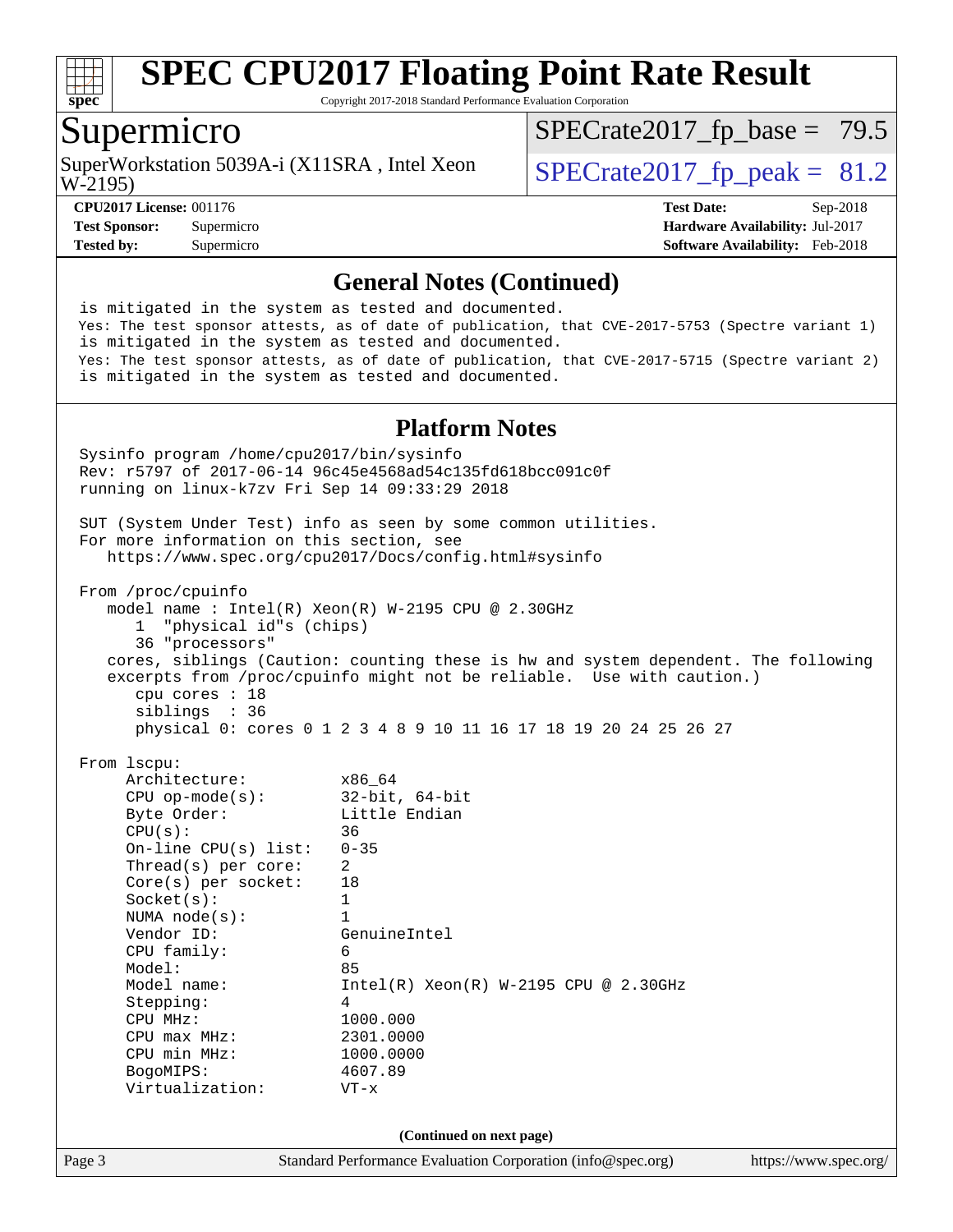# SPEC CPU2017 Floating Point Rate Result

Copyright 2017-2018 Standard Performance Evaluation Corporation

## Supermicro

SuperWorkstation 5039A-i (X11SRA , Intel Xeon W-2195)

SPECrate2017_fp_base = 79.5

SPECrate2017_fp_peak = 81.2

**CPU2017 License:** 001176
**Test Sponsor:** Supermicro
**Tested by:** Supermicro

**Test Date:** Sep-2018
**Hardware Availability:** Jul-2017
**Software Availability:** Feb-2018

### General Notes (Continued)

```
 is mitigated in the system as tested and documented.
 Yes: The test sponsor attests, as of date of publication, that CVE-2017-5753 (Spectre variant 1)
 is mitigated in the system as tested and documented.
 Yes: The test sponsor attests, as of date of publication, that CVE-2017-5715 (Spectre variant 2)
 is mitigated in the system as tested and documented.
```

### Platform Notes

```
 Sysinfo program /home/cpu2017/bin/sysinfo
 Rev: r5797 of 2017-06-14 96c45e4568ad54c135fd618bcc091c0f
 running on linux-k7zv Fri Sep 14 09:33:29 2018

 SUT (System Under Test) info as seen by some common utilities.
 For more information on this section, see
    https://www.spec.org/cpu2017/Docs/config.html#sysinfo

 From /proc/cpuinfo
    model name : Intel(R) Xeon(R) W-2195 CPU @ 2.30GHz
       1  "physical id"s (chips)
       36 "processors"
    cores, siblings (Caution: counting these is hw and system dependent. The following
    excerpts from /proc/cpuinfo might not be reliable.  Use with caution.)
       cpu cores : 18
       siblings  : 36
       physical 0: cores 0 1 2 3 4 8 9 10 11 16 17 18 19 20 24 25 26 27

 From lscpu:
      Architecture:          x86_64
      CPU op-mode(s):        32-bit, 64-bit
      Byte Order:            Little Endian
      CPU(s):                36
      On-line CPU(s) list:   0-35
      Thread(s) per core:    2
      Core(s) per socket:    18
      Socket(s):             1
      NUMA node(s):          1
      Vendor ID:             GenuineIntel
      CPU family:            6
      Model:                 85
      Model name:            Intel(R) Xeon(R) W-2195 CPU @ 2.30GHz
      Stepping:              4
      CPU MHz:               1000.000
      CPU max MHz:           2301.0000
      CPU min MHz:           1000.0000
      BogoMIPS:              4607.89
      Virtualization:        VT-x
```

(Continued on next page)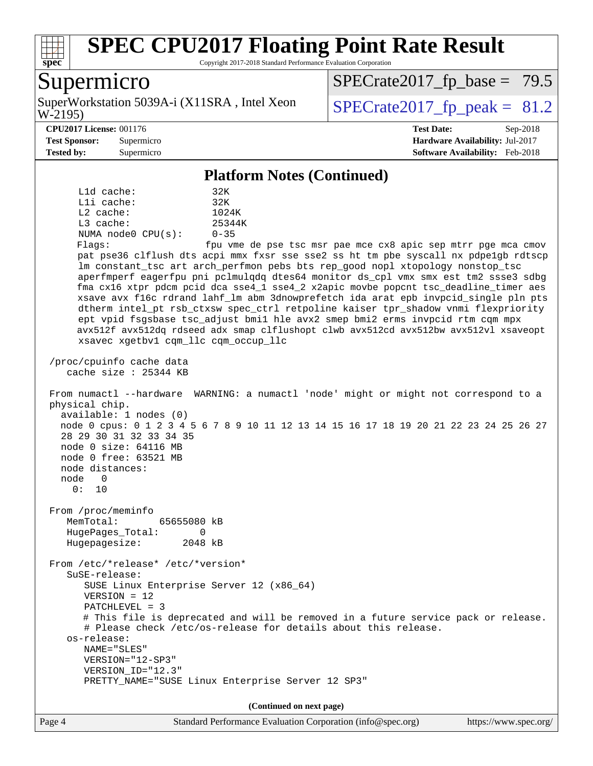## Platform Notes (Continued)

```
     L1d cache:             32K
     L1i cache:             32K
     L2 cache:              1024K
     L3 cache:              25344K
     NUMA node0 CPU(s):     0-35
     Flags:                 fpu vme de pse tsc msr pae mce cx8 apic sep mtrr pge mca cmov
     pat pse36 clflush dts acpi mmx fxsr sse sse2 ss ht tm pbe syscall nx pdpe1gb rdtscp
     lm constant_tsc art arch_perfmon pebs bts rep_good nopl xtopology nonstop_tsc
     aperfmperf eagerfpu pni pclmulqdq dtes64 monitor ds_cpl vmx smx est tm2 ssse3 sdbg
     fma cx16 xtpr pdcm pcid dca sse4_1 sse4_2 x2apic movbe popcnt tsc_deadline_timer aes
     xsave avx f16c rdrand lahf_lm abm 3dnowprefetch ida arat epb invpcid_single pln pts
     dtherm intel_pt rsb_ctxsw spec_ctrl retpoline kaiser tpr_shadow vnmi flexpriority
     ept vpid fsgsbase tsc_adjust bmi1 hle avx2 smep bmi2 erms invpcid rtm cqm mpx
     avx512f avx512dq rdseed adx smap clflushopt clwb avx512cd avx512bw avx512vl xsaveopt
     xsavec xgetbv1 cqm_llc cqm_occup_llc

 /proc/cpuinfo cache data
    cache size : 25344 KB

 From numactl --hardware  WARNING: a numactl 'node' might or might not correspond to a
 physical chip.
   available: 1 nodes (0)
   node 0 cpus: 0 1 2 3 4 5 6 7 8 9 10 11 12 13 14 15 16 17 18 19 20 21 22 23 24 25 26 27
   28 29 30 31 32 33 34 35
   node 0 size: 64116 MB
   node 0 free: 63521 MB
   node distances:
   node   0
     0:  10

 From /proc/meminfo
    MemTotal:       65655080 kB
    HugePages_Total:       0
    Hugepagesize:       2048 kB

 From /etc/*release* /etc/*version*
    SuSE-release:
       SUSE Linux Enterprise Server 12 (x86_64)
       VERSION = 12
       PATCHLEVEL = 3
       # This file is deprecated and will be removed in a future service pack or release.
       # Please check /etc/os-release for details about this release.
    os-release:
       NAME="SLES"
       VERSION="12-SP3"
       VERSION_ID="12.3"
       PRETTY_NAME="SUSE Linux Enterprise Server 12 SP3"
```

**(Continued on next page)**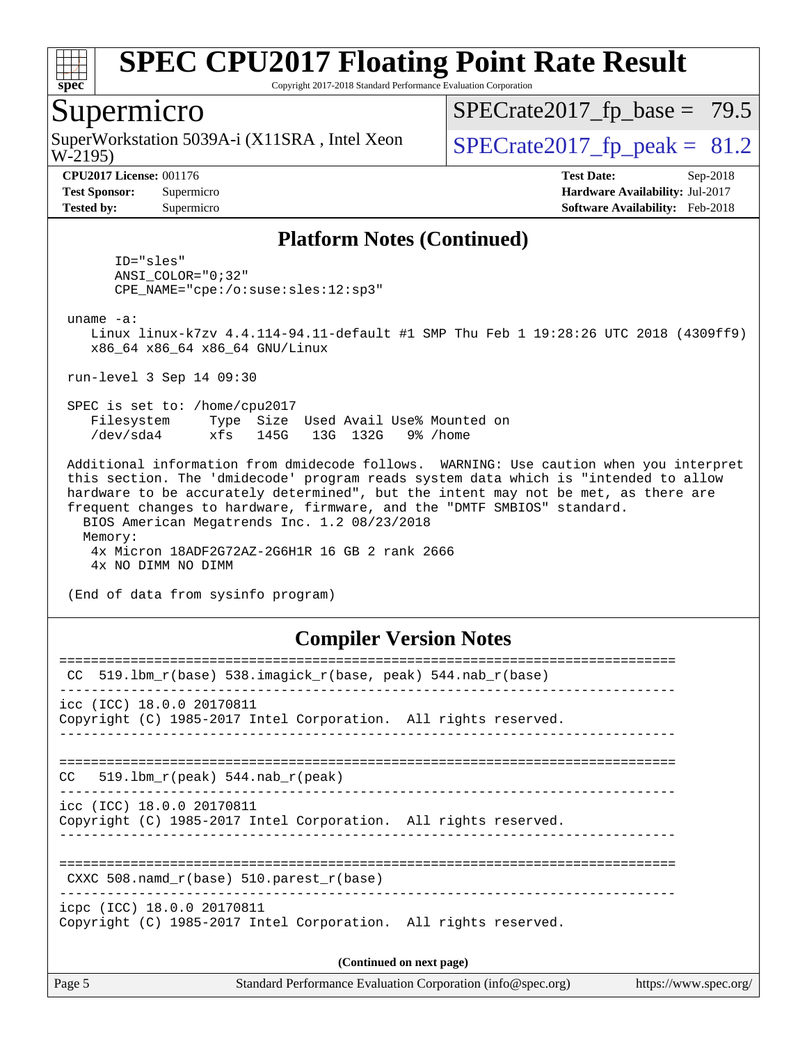## Platform Notes (Continued)

```
      ID="sles"
      ANSI_COLOR="0;32"
      CPE_NAME="cpe:/o:suse:sles:12:sp3"

 uname -a:
    Linux linux-k7zv 4.4.114-94.11-default #1 SMP Thu Feb 1 19:28:26 UTC 2018 (4309ff9)
    x86_64 x86_64 x86_64 GNU/Linux

 run-level 3 Sep 14 09:30

 SPEC is set to: /home/cpu2017
    Filesystem     Type  Size  Used Avail Use% Mounted on
    /dev/sda4      xfs   145G   13G  132G   9% /home

 Additional information from dmidecode follows.  WARNING: Use caution when you interpret
 this section. The 'dmidecode' program reads system data which is "intended to allow
 hardware to be accurately determined", but the intent may not be met, as there are
 frequent changes to hardware, firmware, and the "DMTF SMBIOS" standard.
   BIOS American Megatrends Inc. 1.2 08/23/2018
   Memory:
    4x Micron 18ADF2G72AZ-2G6H1R 16 GB 2 rank 2666
    4x NO DIMM NO DIMM

 (End of data from sysinfo program)
```

## Compiler Version Notes

```
==============================================================================
 CC  519.lbm_r(base) 538.imagick_r(base, peak) 544.nab_r(base)
------------------------------------------------------------------------------
icc (ICC) 18.0.0 20170811
Copyright (C) 1985-2017 Intel Corporation.  All rights reserved.
------------------------------------------------------------------------------

==============================================================================
CC   519.lbm_r(peak) 544.nab_r(peak)
------------------------------------------------------------------------------
icc (ICC) 18.0.0 20170811
Copyright (C) 1985-2017 Intel Corporation.  All rights reserved.
------------------------------------------------------------------------------

==============================================================================
 CXXC 508.namd_r(base) 510.parest_r(base)
------------------------------------------------------------------------------
icpc (ICC) 18.0.0 20170811
Copyright (C) 1985-2017 Intel Corporation.  All rights reserved.
```

(Continued on next page)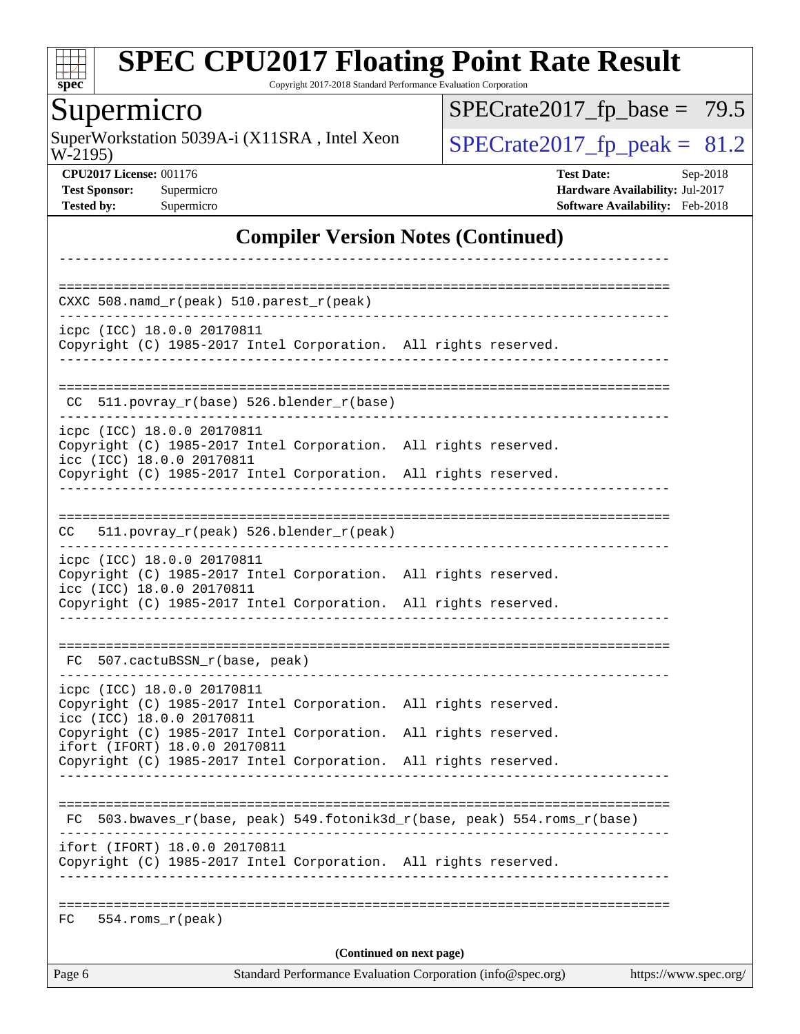# SPEC CPU2017 Floating Point Rate Result

Copyright 2017-2018 Standard Performance Evaluation Corporation

## Supermicro

SuperWorkstation 5039A-i (X11SRA , Intel Xeon W-2195)

SPECrate2017_fp_base = 79.5

SPECrate2017_fp_peak = 81.2

**CPU2017 License:** 001176
**Test Sponsor:** Supermicro
**Tested by:** Supermicro

**Test Date:** Sep-2018
**Hardware Availability:** Jul-2017
**Software Availability:** Feb-2018

## Compiler Version Notes (Continued)

```
------------------------------------------------------------------------------

==============================================================================
CXXC 508.namd_r(peak) 510.parest_r(peak)
------------------------------------------------------------------------------
icpc (ICC) 18.0.0 20170811
Copyright (C) 1985-2017 Intel Corporation.  All rights reserved.
------------------------------------------------------------------------------

==============================================================================
 CC  511.povray_r(base) 526.blender_r(base)
------------------------------------------------------------------------------
icpc (ICC) 18.0.0 20170811
Copyright (C) 1985-2017 Intel Corporation.  All rights reserved.
icc (ICC) 18.0.0 20170811
Copyright (C) 1985-2017 Intel Corporation.  All rights reserved.
------------------------------------------------------------------------------

==============================================================================
CC   511.povray_r(peak) 526.blender_r(peak)
------------------------------------------------------------------------------
icpc (ICC) 18.0.0 20170811
Copyright (C) 1985-2017 Intel Corporation.  All rights reserved.
icc (ICC) 18.0.0 20170811
Copyright (C) 1985-2017 Intel Corporation.  All rights reserved.
------------------------------------------------------------------------------

==============================================================================
 FC  507.cactuBSSN_r(base, peak)
------------------------------------------------------------------------------
icpc (ICC) 18.0.0 20170811
Copyright (C) 1985-2017 Intel Corporation.  All rights reserved.
icc (ICC) 18.0.0 20170811
Copyright (C) 1985-2017 Intel Corporation.  All rights reserved.
ifort (IFORT) 18.0.0 20170811
Copyright (C) 1985-2017 Intel Corporation.  All rights reserved.
------------------------------------------------------------------------------

==============================================================================
 FC  503.bwaves_r(base, peak) 549.fotonik3d_r(base, peak) 554.roms_r(base)
------------------------------------------------------------------------------
ifort (IFORT) 18.0.0 20170811
Copyright (C) 1985-2017 Intel Corporation.  All rights reserved.
------------------------------------------------------------------------------

==============================================================================
FC   554.roms_r(peak)
```

(Continued on next page)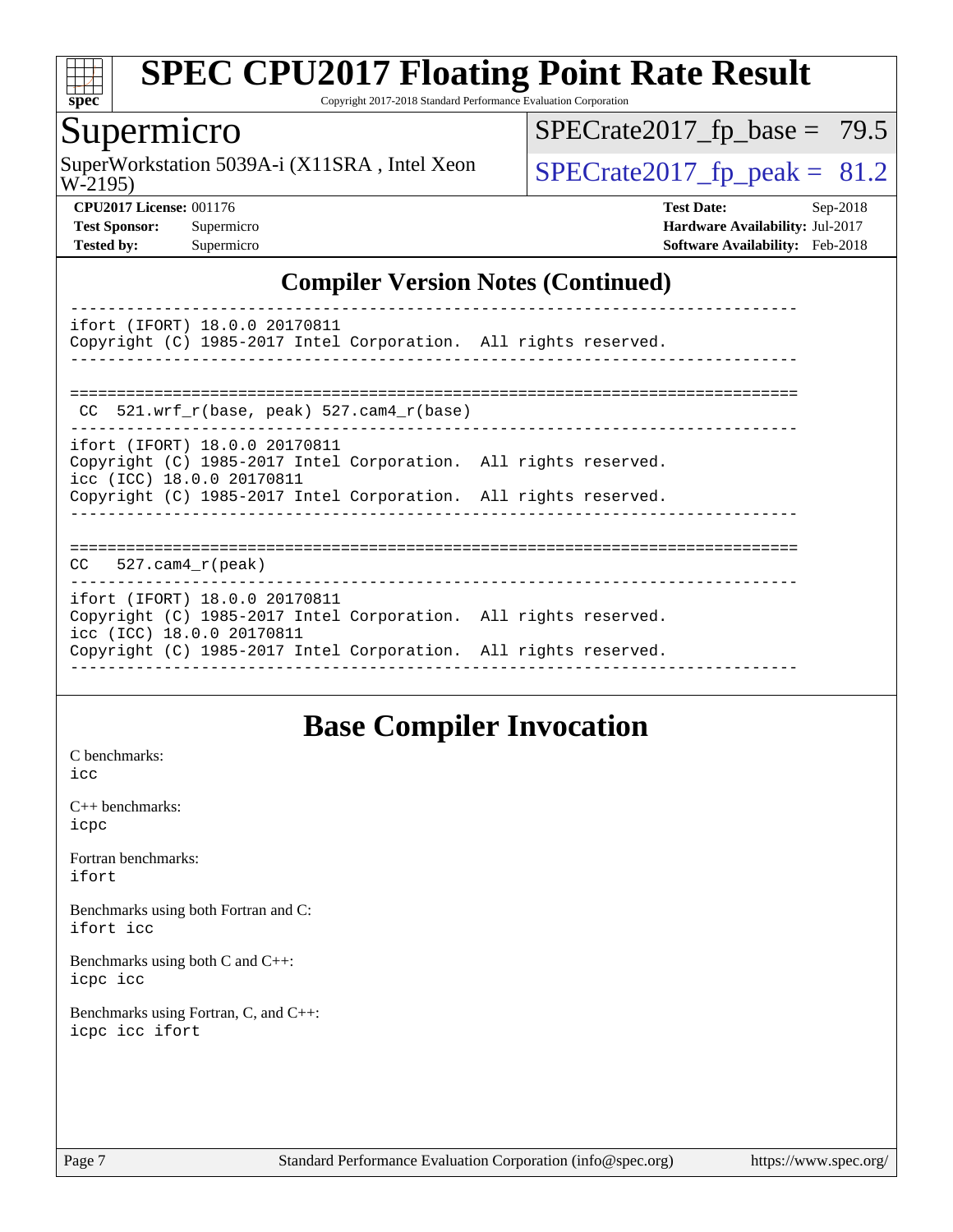## Compiler Version Notes (Continued)

```
------------------------------------------------------------------------------
ifort (IFORT) 18.0.0 20170811
Copyright (C) 1985-2017 Intel Corporation.  All rights reserved.
------------------------------------------------------------------------------

==============================================================================
 CC  521.wrf_r(base, peak) 527.cam4_r(base)
------------------------------------------------------------------------------
ifort (IFORT) 18.0.0 20170811
Copyright (C) 1985-2017 Intel Corporation.  All rights reserved.
icc (ICC) 18.0.0 20170811
Copyright (C) 1985-2017 Intel Corporation.  All rights reserved.
------------------------------------------------------------------------------

==============================================================================
 CC   527.cam4_r(peak)
------------------------------------------------------------------------------
ifort (IFORT) 18.0.0 20170811
Copyright (C) 1985-2017 Intel Corporation.  All rights reserved.
icc (ICC) 18.0.0 20170811
Copyright (C) 1985-2017 Intel Corporation.  All rights reserved.
------------------------------------------------------------------------------
```

## Base Compiler Invocation

C benchmarks:
icc

C++ benchmarks:
icpc

Fortran benchmarks:
ifort

Benchmarks using both Fortran and C:
ifort icc

Benchmarks using both C and C++:
icpc icc

Benchmarks using Fortran, C, and C++:
icpc icc ifort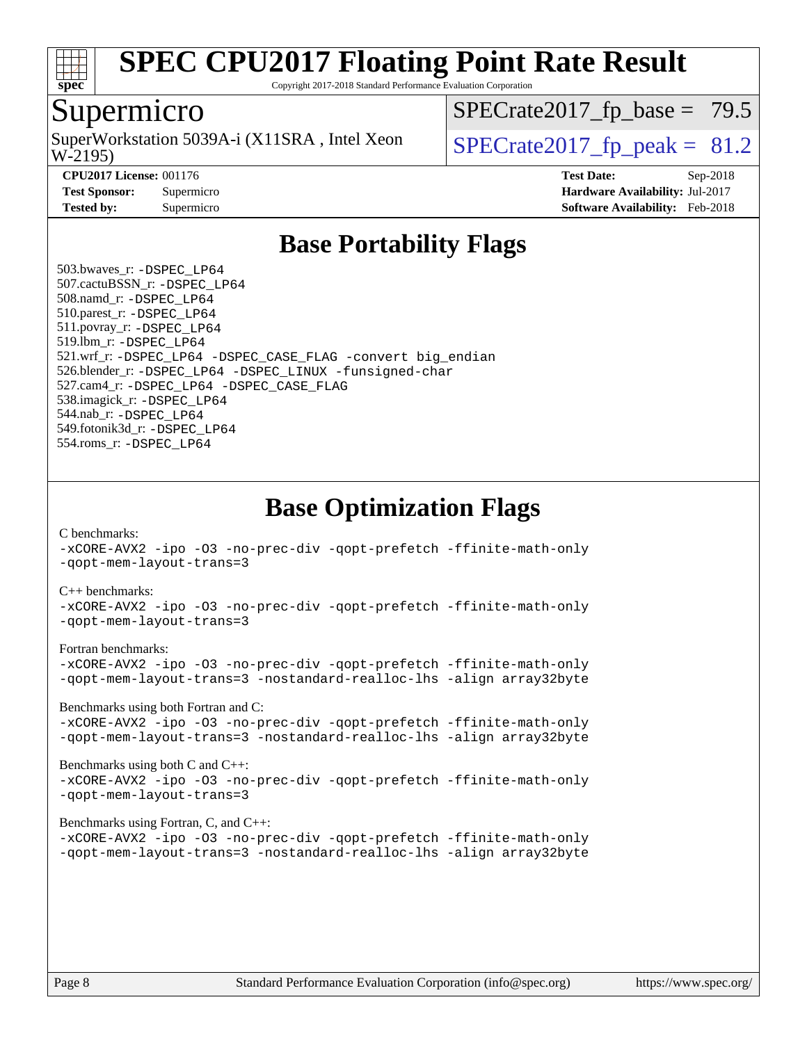# SPEC CPU2017 Floating Point Rate Result

Copyright 2017-2018 Standard Performance Evaluation Corporation

## Supermicro

SuperWorkstation 5039A-i (X11SRA , Intel Xeon W-2195)

SPECrate2017_fp_base = 79.5

SPECrate2017_fp_peak = 81.2

| | | | |
|---|---|---|---|
| **CPU2017 License:** | 001176 | **Test Date:** | Sep-2018 |
| **Test Sponsor:** | Supermicro | **Hardware Availability:** | Jul-2017 |
| **Tested by:** | Supermicro | **Software Availability:** | Feb-2018 |

## Base Portability Flags

503.bwaves_r: -DSPEC_LP64
507.cactuBSSN_r: -DSPEC_LP64
508.namd_r: -DSPEC_LP64
510.parest_r: -DSPEC_LP64
511.povray_r: -DSPEC_LP64
519.lbm_r: -DSPEC_LP64
521.wrf_r: -DSPEC_LP64 -DSPEC_CASE_FLAG -convert big_endian
526.blender_r: -DSPEC_LP64 -DSPEC_LINUX -funsigned-char
527.cam4_r: -DSPEC_LP64 -DSPEC_CASE_FLAG
538.imagick_r: -DSPEC_LP64
544.nab_r: -DSPEC_LP64
549.fotonik3d_r: -DSPEC_LP64
554.roms_r: -DSPEC_LP64

## Base Optimization Flags

C benchmarks:
-xCORE-AVX2 -ipo -O3 -no-prec-div -qopt-prefetch -ffinite-math-only -qopt-mem-layout-trans=3

C++ benchmarks:
-xCORE-AVX2 -ipo -O3 -no-prec-div -qopt-prefetch -ffinite-math-only -qopt-mem-layout-trans=3

Fortran benchmarks:
-xCORE-AVX2 -ipo -O3 -no-prec-div -qopt-prefetch -ffinite-math-only -qopt-mem-layout-trans=3 -nostandard-realloc-lhs -align array32byte

Benchmarks using both Fortran and C:
-xCORE-AVX2 -ipo -O3 -no-prec-div -qopt-prefetch -ffinite-math-only -qopt-mem-layout-trans=3 -nostandard-realloc-lhs -align array32byte

Benchmarks using both C and C++:
-xCORE-AVX2 -ipo -O3 -no-prec-div -qopt-prefetch -ffinite-math-only -qopt-mem-layout-trans=3

Benchmarks using Fortran, C, and C++:
-xCORE-AVX2 -ipo -O3 -no-prec-div -qopt-prefetch -ffinite-math-only -qopt-mem-layout-trans=3 -nostandard-realloc-lhs -align array32byte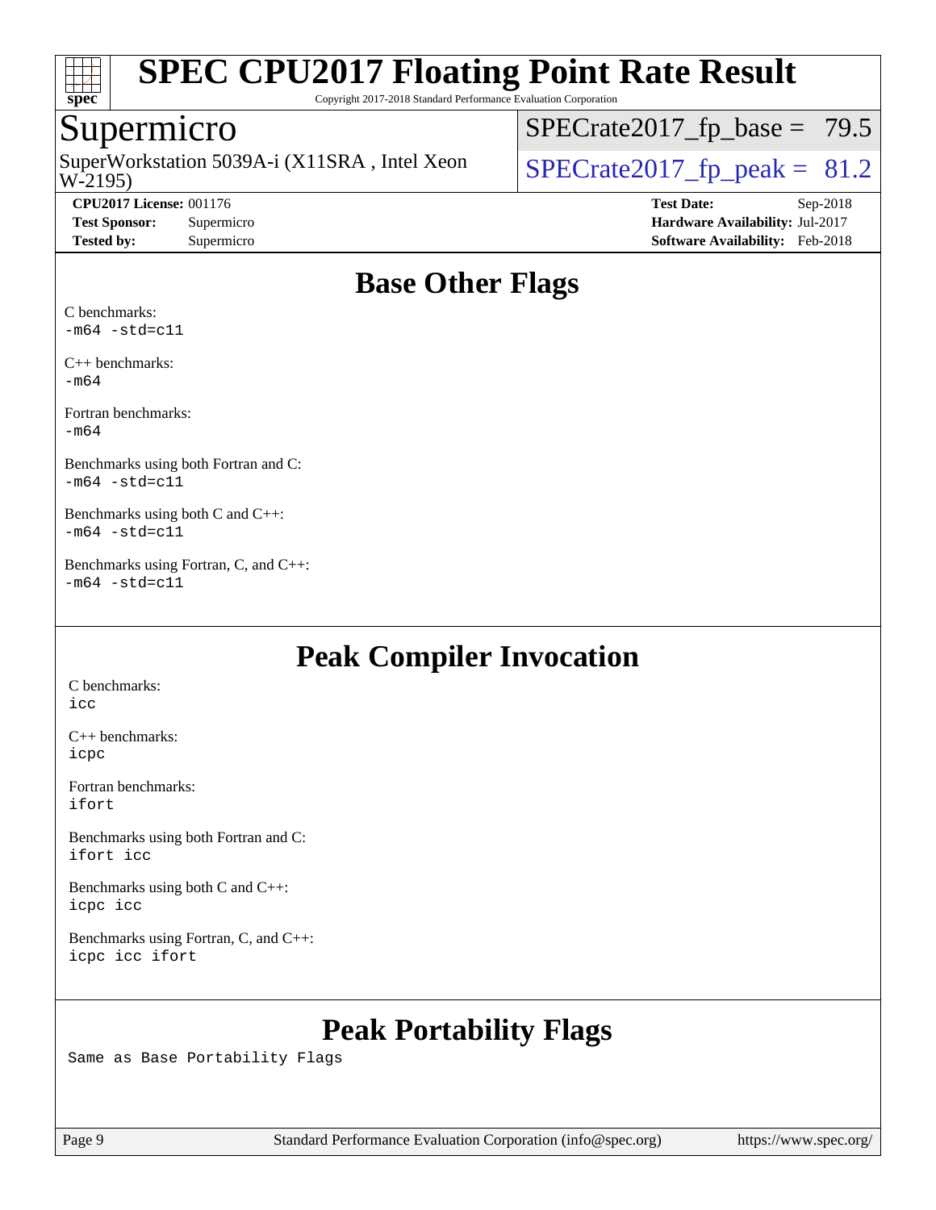# Base Other Flags

C benchmarks:
-m64 -std=c11

C++ benchmarks:
-m64

Fortran benchmarks:
-m64

Benchmarks using both Fortran and C:
-m64 -std=c11

Benchmarks using both C and C++:
-m64 -std=c11

Benchmarks using Fortran, C, and C++:
-m64 -std=c11

# Peak Compiler Invocation

C benchmarks:
icc

C++ benchmarks:
icpc

Fortran benchmarks:
ifort

Benchmarks using both Fortran and C:
ifort icc

Benchmarks using both C and C++:
icpc icc

Benchmarks using Fortran, C, and C++:
icpc icc ifort

# Peak Portability Flags

Same as Base Portability Flags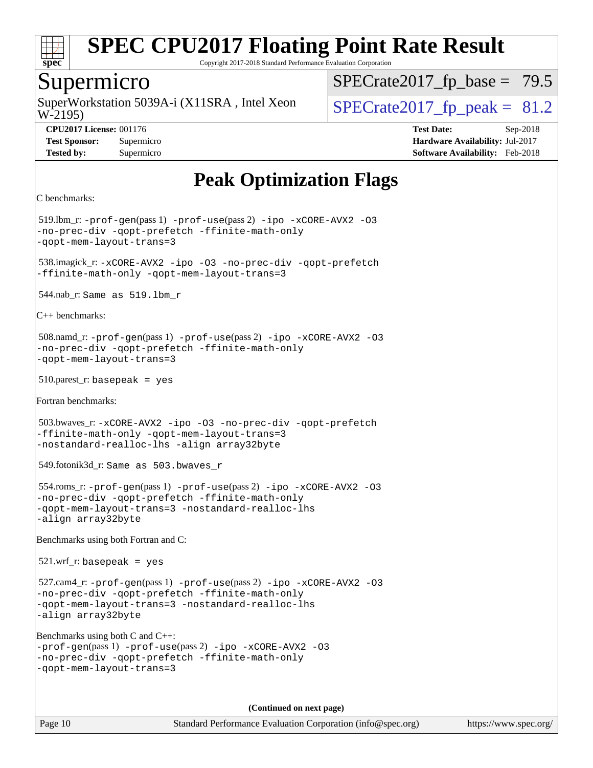# SPEC CPU2017 Floating Point Rate Result

Copyright 2017-2018 Standard Performance Evaluation Corporation

## Supermicro

SuperWorkstation 5039A-i (X11SRA , Intel Xeon W-2195)

SPECrate2017_fp_base = 79.5

SPECrate2017_fp_peak = 81.2

**CPU2017 License:** 001176
**Test Sponsor:** Supermicro
**Tested by:** Supermicro

**Test Date:** Sep-2018
**Hardware Availability:** Jul-2017
**Software Availability:** Feb-2018

# Peak Optimization Flags

C benchmarks:

519.lbm_r: `-prof-gen`(pass 1) `-prof-use`(pass 2) `-ipo -xCORE-AVX2 -O3 -no-prec-div -qopt-prefetch -ffinite-math-only -qopt-mem-layout-trans=3`

538.imagick_r: `-xCORE-AVX2 -ipo -O3 -no-prec-div -qopt-prefetch -ffinite-math-only -qopt-mem-layout-trans=3`

544.nab_r: `Same as 519.lbm_r`

C++ benchmarks:

508.namd_r: `-prof-gen`(pass 1) `-prof-use`(pass 2) `-ipo -xCORE-AVX2 -O3 -no-prec-div -qopt-prefetch -ffinite-math-only -qopt-mem-layout-trans=3`

510.parest_r: `basepeak = yes`

Fortran benchmarks:

503.bwaves_r: `-xCORE-AVX2 -ipo -O3 -no-prec-div -qopt-prefetch -ffinite-math-only -qopt-mem-layout-trans=3 -nostandard-realloc-lhs -align array32byte`

549.fotonik3d_r: `Same as 503.bwaves_r`

554.roms_r: `-prof-gen`(pass 1) `-prof-use`(pass 2) `-ipo -xCORE-AVX2 -O3 -no-prec-div -qopt-prefetch -ffinite-math-only -qopt-mem-layout-trans=3 -nostandard-realloc-lhs -align array32byte`

Benchmarks using both Fortran and C:

521.wrf_r: `basepeak = yes`

527.cam4_r: `-prof-gen`(pass 1) `-prof-use`(pass 2) `-ipo -xCORE-AVX2 -O3 -no-prec-div -qopt-prefetch -ffinite-math-only -qopt-mem-layout-trans=3 -nostandard-realloc-lhs -align array32byte`

Benchmarks using both C and C++:

`-prof-gen`(pass 1) `-prof-use`(pass 2) `-ipo -xCORE-AVX2 -O3 -no-prec-div -qopt-prefetch -ffinite-math-only -qopt-mem-layout-trans=3`

**(Continued on next page)**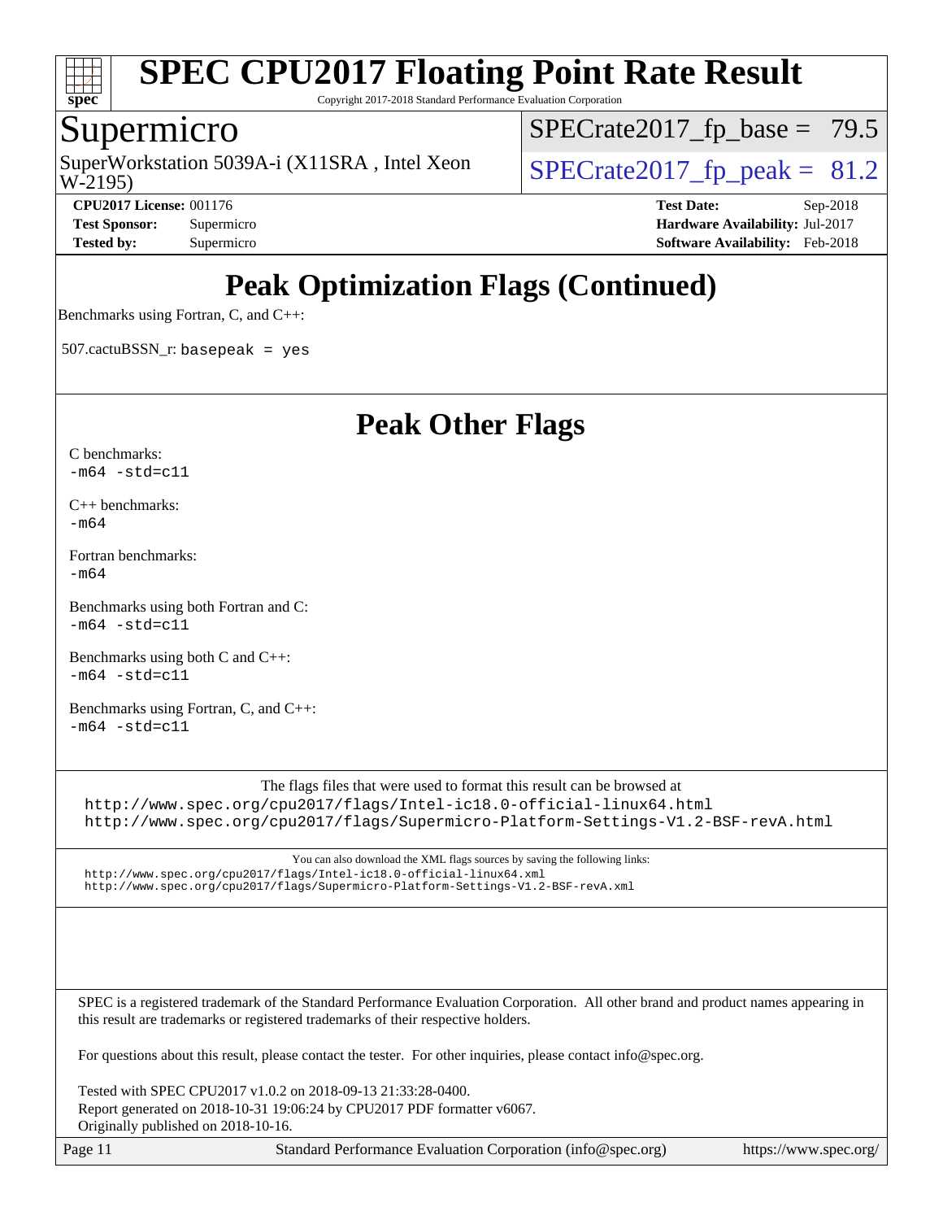# Peak Optimization Flags (Continued)

Benchmarks using Fortran, C, and C++:

507.cactuBSSN_r: `basepeak = yes`

# Peak Other Flags

C benchmarks:
`-m64 -std=c11`

C++ benchmarks:
`-m64`

Fortran benchmarks:
`-m64`

Benchmarks using both Fortran and C:
`-m64 -std=c11`

Benchmarks using both C and C++:
`-m64 -std=c11`

Benchmarks using Fortran, C, and C++:
`-m64 -std=c11`

The flags files that were used to format this result can be browsed at
http://www.spec.org/cpu2017/flags/Intel-ic18.0-official-linux64.html
http://www.spec.org/cpu2017/flags/Supermicro-Platform-Settings-V1.2-BSF-revA.html

You can also download the XML flags sources by saving the following links:
http://www.spec.org/cpu2017/flags/Intel-ic18.0-official-linux64.xml
http://www.spec.org/cpu2017/flags/Supermicro-Platform-Settings-V1.2-BSF-revA.xml

SPEC is a registered trademark of the Standard Performance Evaluation Corporation. All other brand and product names appearing in this result are trademarks or registered trademarks of their respective holders.

For questions about this result, please contact the tester. For other inquiries, please contact info@spec.org.

Tested with SPEC CPU2017 v1.0.2 on 2018-09-13 21:33:28-0400.
Report generated on 2018-10-31 19:06:24 by CPU2017 PDF formatter v6067.
Originally published on 2018-10-16.